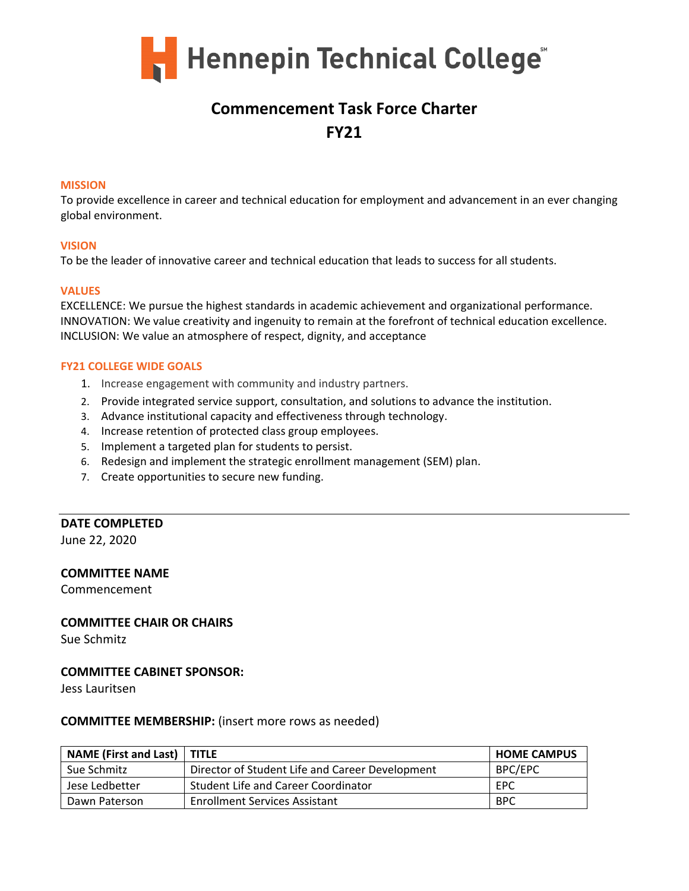# Hennepin Technical College

## Commencement Task Force Charter

## FY21

### MISSION

To provide excellence in career and technical education for employment and advancement in an ever changing global environment.

### VISION

To be the leader of innovative career and technical education that leads to success for all students.

### VALUES

EXCELLENCE: We pursue the highest standards in academic achievement and organizational performance.
INNOVATION: We value creativity and ingenuity to remain at the forefront of technical education excellence.
INCLUSION: We value an atmosphere of respect, dignity, and acceptance

### FY21 COLLEGE WIDE GOALS

1. Increase engagement with community and industry partners.
2. Provide integrated service support, consultation, and solutions to advance the institution.
3. Advance institutional capacity and effectiveness through technology.
4. Increase retention of protected class group employees.
5. Implement a targeted plan for students to persist.
6. Redesign and implement the strategic enrollment management (SEM) plan.
7. Create opportunities to secure new funding.

---

**DATE COMPLETED**
June 22, 2020

**COMMITTEE NAME**
Commencement

**COMMITTEE CHAIR OR CHAIRS**
Sue Schmitz

**COMMITTEE CABINET SPONSOR:**
Jess Lauritsen

**COMMITTEE MEMBERSHIP:** (insert more rows as needed)

| NAME (First and Last) | TITLE | HOME CAMPUS |
|---|---|---|
| Sue Schmitz | Director of Student Life and Career Development | BPC/EPC |
| Jese Ledbetter | Student Life and Career Coordinator | EPC |
| Dawn Paterson | Enrollment Services Assistant | BPC |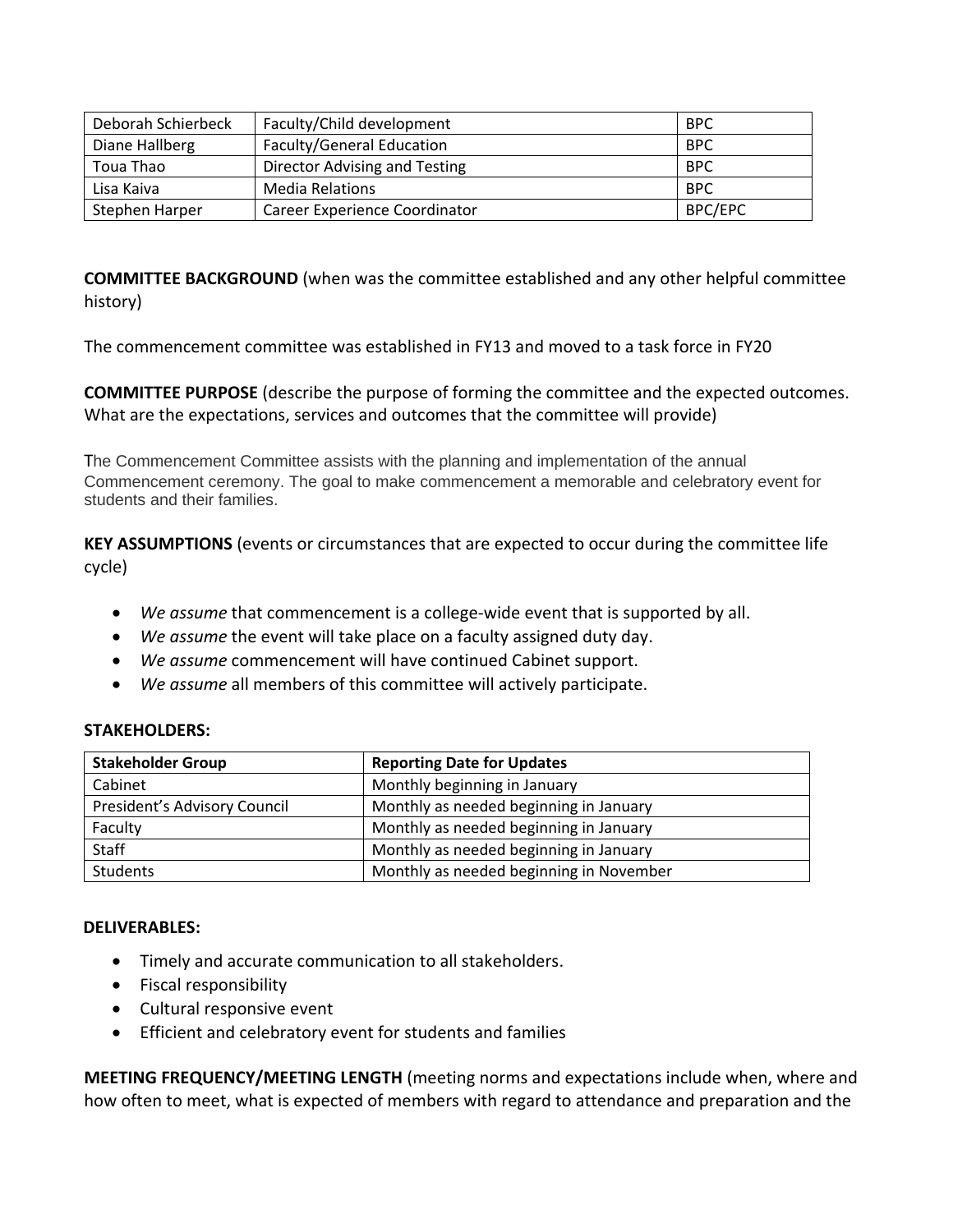| Deborah Schierbeck | Faculty/Child development | BPC |
|---|---|---|
| Diane Hallberg | Faculty/General Education | BPC |
| Toua Thao | Director Advising and Testing | BPC |
| Lisa Kaiva | Media Relations | BPC |
| Stephen Harper | Career Experience Coordinator | BPC/EPC |

**COMMITTEE BACKGROUND** (when was the committee established and any other helpful committee history)

The commencement committee was established in FY13 and moved to a task force in FY20

**COMMITTEE PURPOSE** (describe the purpose of forming the committee and the expected outcomes. What are the expectations, services and outcomes that the committee will provide)

The Commencement Committee assists with the planning and implementation of the annual Commencement ceremony. The goal to make commencement a memorable and celebratory event for students and their families.

**KEY ASSUMPTIONS** (events or circumstances that are expected to occur during the committee life cycle)

- *We assume* that commencement is a college-wide event that is supported by all.
- *We assume* the event will take place on a faculty assigned duty day.
- *We assume* commencement will have continued Cabinet support.
- *We assume* all members of this committee will actively participate.

**STAKEHOLDERS:**

| Stakeholder Group | Reporting Date for Updates |
|---|---|
| Cabinet | Monthly beginning in January |
| President's Advisory Council | Monthly as needed beginning in January |
| Faculty | Monthly as needed beginning in January |
| Staff | Monthly as needed beginning in January |
| Students | Monthly as needed beginning in November |

**DELIVERABLES:**

- Timely and accurate communication to all stakeholders.
- Fiscal responsibility
- Cultural responsive event
- Efficient and celebratory event for students and families

**MEETING FREQUENCY/MEETING LENGTH** (meeting norms and expectations include when, where and how often to meet, what is expected of members with regard to attendance and preparation and the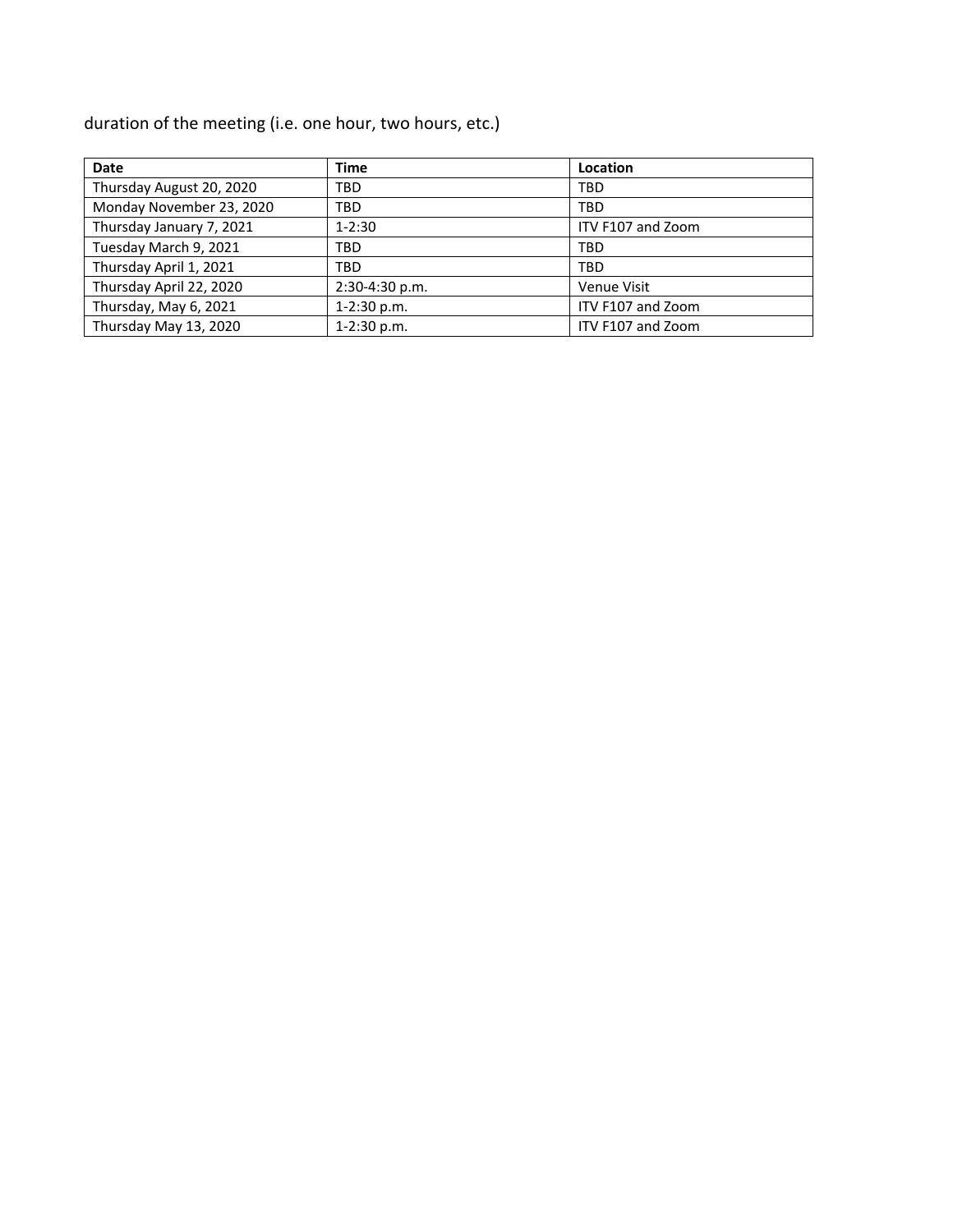duration of the meeting (i.e. one hour, two hours, etc.)

| Date | Time | Location |
|---|---|---|
| Thursday August 20, 2020 | TBD | TBD |
| Monday November 23, 2020 | TBD | TBD |
| Thursday January 7, 2021 | 1-2:30 | ITV F107 and Zoom |
| Tuesday March 9, 2021 | TBD | TBD |
| Thursday April 1, 2021 | TBD | TBD |
| Thursday April 22, 2020 | 2:30-4:30 p.m. | Venue Visit |
| Thursday, May 6, 2021 | 1-2:30 p.m. | ITV F107 and Zoom |
| Thursday May 13, 2020 | 1-2:30 p.m. | ITV F107 and Zoom |